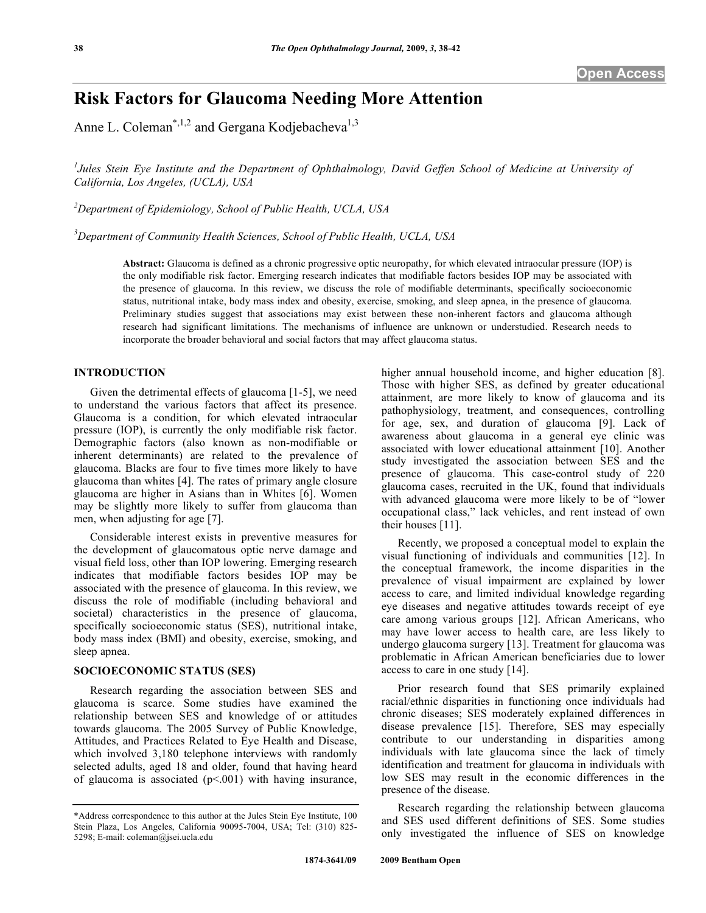# Risk Factors for Glaucoma Needing More Attention

Anne L. Coleman[*,1,2] and Gergana Kodjebacheva[1,3]

[1]Jules Stein Eye Institute and the Department of Ophthalmology, David Geffen School of Medicine at University of California, Los Angeles, (UCLA), USA

[2]Department of Epidemiology, School of Public Health, UCLA, USA

[3]Department of Community Health Sciences, School of Public Health, UCLA, USA

**Abstract:** Glaucoma is defined as a chronic progressive optic neuropathy, for which elevated intraocular pressure (IOP) is the only modifiable risk factor. Emerging research indicates that modifiable factors besides IOP may be associated with the presence of glaucoma. In this review, we discuss the role of modifiable determinants, specifically socioeconomic status, nutritional intake, body mass index and obesity, exercise, smoking, and sleep apnea, in the presence of glaucoma. Preliminary studies suggest that associations may exist between these non-inherent factors and glaucoma although research had significant limitations. The mechanisms of influence are unknown or understudied. Research needs to incorporate the broader behavioral and social factors that may affect glaucoma status.

## INTRODUCTION

Given the detrimental effects of glaucoma [1-5], we need to understand the various factors that affect its presence. Glaucoma is a condition, for which elevated intraocular pressure (IOP), is currently the only modifiable risk factor. Demographic factors (also known as non-modifiable or inherent determinants) are related to the prevalence of glaucoma. Blacks are four to five times more likely to have glaucoma than whites [4]. The rates of primary angle closure glaucoma are higher in Asians than in Whites [6]. Women may be slightly more likely to suffer from glaucoma than men, when adjusting for age [7].

Considerable interest exists in preventive measures for the development of glaucomatous optic nerve damage and visual field loss, other than IOP lowering. Emerging research indicates that modifiable factors besides IOP may be associated with the presence of glaucoma. In this review, we discuss the role of modifiable (including behavioral and societal) characteristics in the presence of glaucoma, specifically socioeconomic status (SES), nutritional intake, body mass index (BMI) and obesity, exercise, smoking, and sleep apnea.

## SOCIOECONOMIC STATUS (SES)

Research regarding the association between SES and glaucoma is scarce. Some studies have examined the relationship between SES and knowledge of or attitudes towards glaucoma. The 2005 Survey of Public Knowledge, Attitudes, and Practices Related to Eye Health and Disease, which involved 3,180 telephone interviews with randomly selected adults, aged 18 and older, found that having heard of glaucoma is associated ($p<.001$) with having insurance, higher annual household income, and higher education [8]. Those with higher SES, as defined by greater educational attainment, are more likely to know of glaucoma and its pathophysiology, treatment, and consequences, controlling for age, sex, and duration of glaucoma [9]. Lack of awareness about glaucoma in a general eye clinic was associated with lower educational attainment [10]. Another study investigated the association between SES and the presence of glaucoma. This case-control study of 220 glaucoma cases, recruited in the UK, found that individuals with advanced glaucoma were more likely to be of "lower occupational class," lack vehicles, and rent instead of own their houses [11].

Recently, we proposed a conceptual model to explain the visual functioning of individuals and communities [12]. In the conceptual framework, the income disparities in the prevalence of visual impairment are explained by lower access to care, and limited individual knowledge regarding eye diseases and negative attitudes towards receipt of eye care among various groups [12]. African Americans, who may have lower access to health care, are less likely to undergo glaucoma surgery [13]. Treatment for glaucoma was problematic in African American beneficiaries due to lower access to care in one study [14].

Prior research found that SES primarily explained racial/ethnic disparities in functioning once individuals had chronic diseases; SES moderately explained differences in disease prevalence [15]. Therefore, SES may especially contribute to our understanding in disparities among individuals with late glaucoma since the lack of timely identification and treatment for glaucoma in individuals with low SES may result in the economic differences in the presence of the disease.

Research regarding the relationship between glaucoma and SES used different definitions of SES. Some studies only investigated the influence of SES on knowledge

*Address correspondence to this author at the Jules Stein Eye Institute, 100 Stein Plaza, Los Angeles, California 90095-7004, USA; Tel: (310) 825-5298; E-mail: coleman@jsei.ucla.edu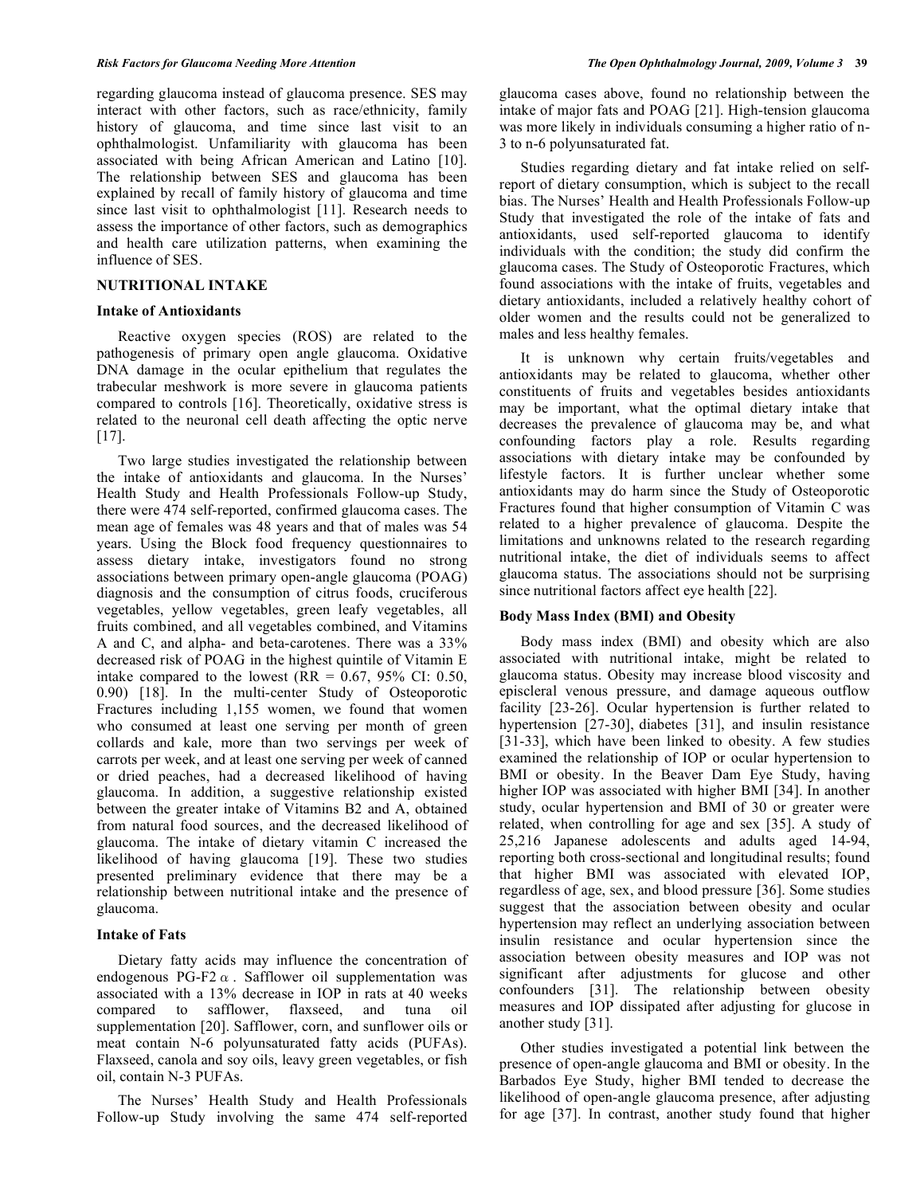regarding glaucoma instead of glaucoma presence. SES may interact with other factors, such as race/ethnicity, family history of glaucoma, and time since last visit to an ophthalmologist. Unfamiliarity with glaucoma has been associated with being African American and Latino [10]. The relationship between SES and glaucoma has been explained by recall of family history of glaucoma and time since last visit to ophthalmologist [11]. Research needs to assess the importance of other factors, such as demographics and health care utilization patterns, when examining the influence of SES.

## NUTRITIONAL INTAKE

### Intake of Antioxidants

Reactive oxygen species (ROS) are related to the pathogenesis of primary open angle glaucoma. Oxidative DNA damage in the ocular epithelium that regulates the trabecular meshwork is more severe in glaucoma patients compared to controls [16]. Theoretically, oxidative stress is related to the neuronal cell death affecting the optic nerve [17].

Two large studies investigated the relationship between the intake of antioxidants and glaucoma. In the Nurses' Health Study and Health Professionals Follow-up Study, there were 474 self-reported, confirmed glaucoma cases. The mean age of females was 48 years and that of males was 54 years. Using the Block food frequency questionnaires to assess dietary intake, investigators found no strong associations between primary open-angle glaucoma (POAG) diagnosis and the consumption of citrus foods, cruciferous vegetables, yellow vegetables, green leafy vegetables, all fruits combined, and all vegetables combined, and Vitamins A and C, and alpha- and beta-carotenes. There was a 33% decreased risk of POAG in the highest quintile of Vitamin E intake compared to the lowest (RR = 0.67, 95% CI: 0.50, 0.90) [18]. In the multi-center Study of Osteoporotic Fractures including 1,155 women, we found that women who consumed at least one serving per month of green collards and kale, more than two servings per week of carrots per week, and at least one serving per week of canned or dried peaches, had a decreased likelihood of having glaucoma. In addition, a suggestive relationship existed between the greater intake of Vitamins B2 and A, obtained from natural food sources, and the decreased likelihood of glaucoma. The intake of dietary vitamin C increased the likelihood of having glaucoma [19]. These two studies presented preliminary evidence that there may be a relationship between nutritional intake and the presence of glaucoma.

### Intake of Fats

Dietary fatty acids may influence the concentration of endogenous PG-F2$\alpha$. Safflower oil supplementation was associated with a 13% decrease in IOP in rats at 40 weeks compared to safflower, flaxseed, and tuna oil supplementation [20]. Safflower, corn, and sunflower oils or meat contain N-6 polyunsaturated fatty acids (PUFAs). Flaxseed, canola and soy oils, leavy green vegetables, or fish oil, contain N-3 PUFAs.

The Nurses' Health Study and Health Professionals Follow-up Study involving the same 474 self-reported glaucoma cases above, found no relationship between the intake of major fats and POAG [21]. High-tension glaucoma was more likely in individuals consuming a higher ratio of n-3 to n-6 polyunsaturated fat.

Studies regarding dietary and fat intake relied on self-report of dietary consumption, which is subject to the recall bias. The Nurses' Health and Health Professionals Follow-up Study that investigated the role of the intake of fats and antioxidants, used self-reported glaucoma to identify individuals with the condition; the study did confirm the glaucoma cases. The Study of Osteoporotic Fractures, which found associations with the intake of fruits, vegetables and dietary antioxidants, included a relatively healthy cohort of older women and the results could not be generalized to males and less healthy females.

It is unknown why certain fruits/vegetables and antioxidants may be related to glaucoma, whether other constituents of fruits and vegetables besides antioxidants may be important, what the optimal dietary intake that decreases the prevalence of glaucoma may be, and what confounding factors play a role. Results regarding associations with dietary intake may be confounded by lifestyle factors. It is further unclear whether some antioxidants may do harm since the Study of Osteoporotic Fractures found that higher consumption of Vitamin C was related to a higher prevalence of glaucoma. Despite the limitations and unknowns related to the research regarding nutritional intake, the diet of individuals seems to affect glaucoma status. The associations should not be surprising since nutritional factors affect eye health [22].

### Body Mass Index (BMI) and Obesity

Body mass index (BMI) and obesity which are also associated with nutritional intake, might be related to glaucoma status. Obesity may increase blood viscosity and episcleral venous pressure, and damage aqueous outflow facility [23-26]. Ocular hypertension is further related to hypertension [27-30], diabetes [31], and insulin resistance [31-33], which have been linked to obesity. A few studies examined the relationship of IOP or ocular hypertension to BMI or obesity. In the Beaver Dam Eye Study, having higher IOP was associated with higher BMI [34]. In another study, ocular hypertension and BMI of 30 or greater were related, when controlling for age and sex [35]. A study of 25,216 Japanese adolescents and adults aged 14-94, reporting both cross-sectional and longitudinal results; found that higher BMI was associated with elevated IOP, regardless of age, sex, and blood pressure [36]. Some studies suggest that the association between obesity and ocular hypertension may reflect an underlying association between insulin resistance and ocular hypertension since the association between obesity measures and IOP was not significant after adjustments for glucose and other confounders [31]. The relationship between obesity measures and IOP dissipated after adjusting for glucose in another study [31].

Other studies investigated a potential link between the presence of open-angle glaucoma and BMI or obesity. In the Barbados Eye Study, higher BMI tended to decrease the likelihood of open-angle glaucoma presence, after adjusting for age [37]. In contrast, another study found that higher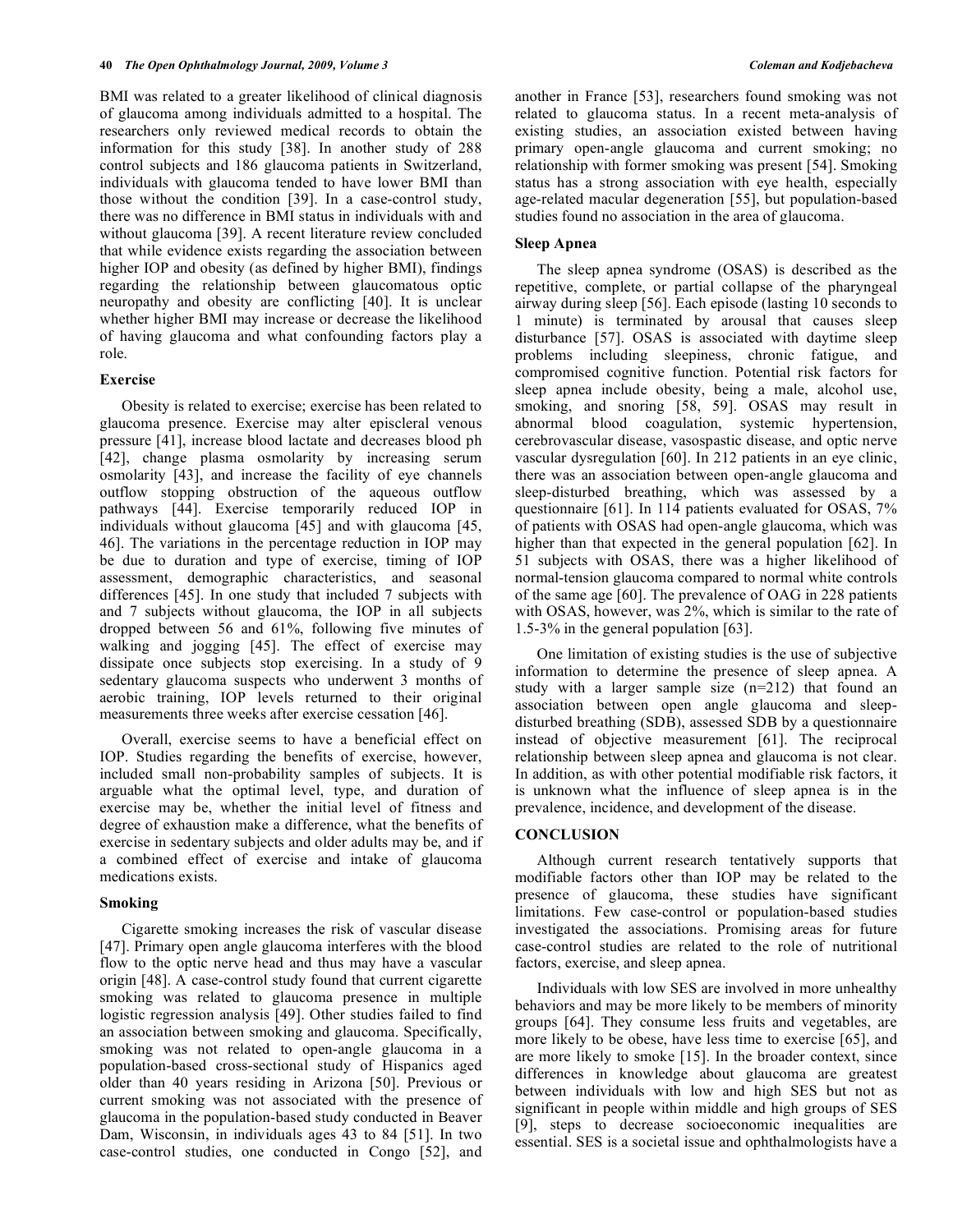BMI was related to a greater likelihood of clinical diagnosis of glaucoma among individuals admitted to a hospital. The researchers only reviewed medical records to obtain the information for this study [38]. In another study of 288 control subjects and 186 glaucoma patients in Switzerland, individuals with glaucoma tended to have lower BMI than those without the condition [39]. In a case-control study, there was no difference in BMI status in individuals with and without glaucoma [39]. A recent literature review concluded that while evidence exists regarding the association between higher IOP and obesity (as defined by higher BMI), findings regarding the relationship between glaucomatous optic neuropathy and obesity are conflicting [40]. It is unclear whether higher BMI may increase or decrease the likelihood of having glaucoma and what confounding factors play a role.

### Exercise

Obesity is related to exercise; exercise has been related to glaucoma presence. Exercise may alter episcleral venous pressure [41], increase blood lactate and decreases blood ph [42], change plasma osmolarity by increasing serum osmolarity [43], and increase the facility of eye channels outflow stopping obstruction of the aqueous outflow pathways [44]. Exercise temporarily reduced IOP in individuals without glaucoma [45] and with glaucoma [45, 46]. The variations in the percentage reduction in IOP may be due to duration and type of exercise, timing of IOP assessment, demographic characteristics, and seasonal differences [45]. In one study that included 7 subjects with and 7 subjects without glaucoma, the IOP in all subjects dropped between 56 and 61%, following five minutes of walking and jogging [45]. The effect of exercise may dissipate once subjects stop exercising. In a study of 9 sedentary glaucoma suspects who underwent 3 months of aerobic training, IOP levels returned to their original measurements three weeks after exercise cessation [46].

Overall, exercise seems to have a beneficial effect on IOP. Studies regarding the benefits of exercise, however, included small non-probability samples of subjects. It is arguable what the optimal level, type, and duration of exercise may be, whether the initial level of fitness and degree of exhaustion make a difference, what the benefits of exercise in sedentary subjects and older adults may be, and if a combined effect of exercise and intake of glaucoma medications exists.

### Smoking

Cigarette smoking increases the risk of vascular disease [47]. Primary open angle glaucoma interferes with the blood flow to the optic nerve head and thus may have a vascular origin [48]. A case-control study found that current cigarette smoking was related to glaucoma presence in multiple logistic regression analysis [49]. Other studies failed to find an association between smoking and glaucoma. Specifically, smoking was not related to open-angle glaucoma in a population-based cross-sectional study of Hispanics aged older than 40 years residing in Arizona [50]. Previous or current smoking was not associated with the presence of glaucoma in the population-based study conducted in Beaver Dam, Wisconsin, in individuals ages 43 to 84 [51]. In two case-control studies, one conducted in Congo [52], and another in France [53], researchers found smoking was not related to glaucoma status. In a recent meta-analysis of existing studies, an association existed between having primary open-angle glaucoma and current smoking; no relationship with former smoking was present [54]. Smoking status has a strong association with eye health, especially age-related macular degeneration [55], but population-based studies found no association in the area of glaucoma.

### Sleep Apnea

The sleep apnea syndrome (OSAS) is described as the repetitive, complete, or partial collapse of the pharyngeal airway during sleep [56]. Each episode (lasting 10 seconds to 1 minute) is terminated by arousal that causes sleep disturbance [57]. OSAS is associated with daytime sleep problems including sleepiness, chronic fatigue, and compromised cognitive function. Potential risk factors for sleep apnea include obesity, being a male, alcohol use, smoking, and snoring [58, 59]. OSAS may result in abnormal blood coagulation, systemic hypertension, cerebrovascular disease, vasospastic disease, and optic nerve vascular dysregulation [60]. In 212 patients in an eye clinic, there was an association between open-angle glaucoma and sleep-disturbed breathing, which was assessed by a questionnaire [61]. In 114 patients evaluated for OSAS, 7% of patients with OSAS had open-angle glaucoma, which was higher than that expected in the general population [62]. In 51 subjects with OSAS, there was a higher likelihood of normal-tension glaucoma compared to normal white controls of the same age [60]. The prevalence of OAG in 228 patients with OSAS, however, was 2%, which is similar to the rate of 1.5-3% in the general population [63].

One limitation of existing studies is the use of subjective information to determine the presence of sleep apnea. A study with a larger sample size (n=212) that found an association between open angle glaucoma and sleep-disturbed breathing (SDB), assessed SDB by a questionnaire instead of objective measurement [61]. The reciprocal relationship between sleep apnea and glaucoma is not clear. In addition, as with other potential modifiable risk factors, it is unknown what the influence of sleep apnea is in the prevalence, incidence, and development of the disease.

## CONCLUSION

Although current research tentatively supports that modifiable factors other than IOP may be related to the presence of glaucoma, these studies have significant limitations. Few case-control or population-based studies investigated the associations. Promising areas for future case-control studies are related to the role of nutritional factors, exercise, and sleep apnea.

Individuals with low SES are involved in more unhealthy behaviors and may be more likely to be members of minority groups [64]. They consume less fruits and vegetables, are more likely to be obese, have less time to exercise [65], and are more likely to smoke [15]. In the broader context, since differences in knowledge about glaucoma are greatest between individuals with low and high SES but not as significant in people within middle and high groups of SES [9], steps to decrease socioeconomic inequalities are essential. SES is a societal issue and ophthalmologists have a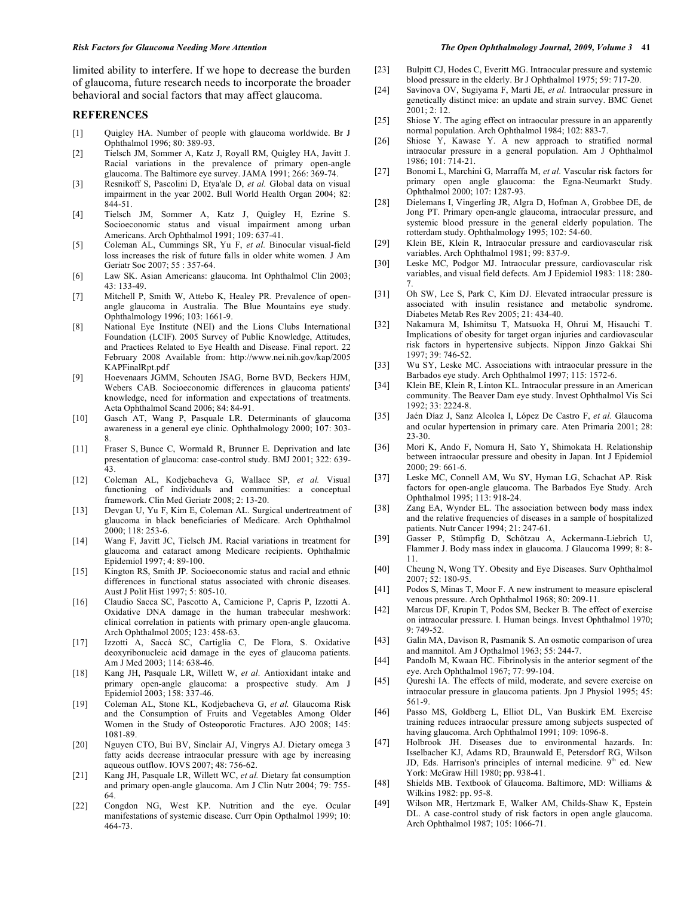limited ability to interfere. If we hope to decrease the burden of glaucoma, future research needs to incorporate the broader behavioral and social factors that may affect glaucoma.

## REFERENCES

[1] Quigley HA. Number of people with glaucoma worldwide. Br J Ophthalmol 1996; 80: 389-93.

[2] Tielsch JM, Sommer A, Katz J, Royall RM, Quigley HA, Javitt J. Racial variations in the prevalence of primary open-angle glaucoma. The Baltimore eye survey. JAMA 1991; 266: 369-74.

[3] Resnikoff S, Pascolini D, Etya'ale D, *et al.* Global data on visual impairment in the year 2002. Bull World Health Organ 2004; 82: 844-51.

[4] Tielsch JM, Sommer A, Katz J, Quigley H, Ezrine S. Socioeconomic status and visual impairment among urban Americans. Arch Ophthalmol 1991; 109: 637-41.

[5] Coleman AL, Cummings SR, Yu F, *et al.* Binocular visual-field loss increases the risk of future falls in older white women. J Am Geriatr Soc 2007; 55 : 357-64.

[6] Law SK. Asian Americans: glaucoma. Int Ophthalmol Clin 2003; 43: 133-49.

[7] Mitchell P, Smith W, Attebo K, Healey PR. Prevalence of open-angle glaucoma in Australia. The Blue Mountains eye study. Ophthalmology 1996; 103: 1661-9.

[8] National Eye Institute (NEI) and the Lions Clubs International Foundation (LCIF). 2005 Survey of Public Knowledge, Attitudes, and Practices Related to Eye Health and Disease. Final report. 22 February 2008 Available from: http://www.nei.nih.gov/kap/2005KAPFinalRpt.pdf

[9] Hoevenaars JGMM, Schouten JSAG, Borne BVD, Beckers HJM, Webers CAB. Socioeconomic differences in glaucoma patients' knowledge, need for information and expectations of treatments. Acta Ophthalmol Scand 2006; 84: 84-91.

[10] Gasch AT, Wang P, Pasquale LR. Determinants of glaucoma awareness in a general eye clinic. Ophthalmology 2000; 107: 303-8.

[11] Fraser S, Bunce C, Wormald R, Brunner E. Deprivation and late presentation of glaucoma: case-control study. BMJ 2001; 322: 639-43.

[12] Coleman AL, Kodjebacheva G, Wallace SP, *et al.* Visual functioning of individuals and communities: a conceptual framework. Clin Med Geriatr 2008; 2: 13-20.

[13] Devgan U, Yu F, Kim E, Coleman AL. Surgical undertreatment of glaucoma in black beneficiaries of Medicare. Arch Ophthalmol 2000; 118: 253-6.

[14] Wang F, Javitt JC, Tielsch JM. Racial variations in treatment for glaucoma and cataract among Medicare recipients. Ophthalmic Epidemiol 1997; 4: 89-100.

[15] Kington RS, Smith JP. Socioeconomic status and racial and ethnic differences in functional status associated with chronic diseases. Aust J Polit Hist 1997; 5: 805-10.

[16] Claudio Sacca SC, Pascotto A, Camicione P, Capris P, Izzotti A. Oxidative DNA damage in the human trabecular meshwork: clinical correlation in patients with primary open-angle glaucoma. Arch Ophthalmol 2005; 123: 458-63.

[17] Izzotti A, Saccà SC, Cartiglia C, De Flora, S. Oxidative deoxyribonucleic acid damage in the eyes of glaucoma patients. Am J Med 2003; 114: 638-46.

[18] Kang JH, Pasquale LR, Willett W, *et al.* Antioxidant intake and primary open-angle glaucoma: a prospective study. Am J Epidemiol 2003; 158: 337-46.

[19] Coleman AL, Stone KL, Kodjebacheva G, *et al.* Glaucoma Risk and the Consumption of Fruits and Vegetables Among Older Women in the Study of Osteoporotic Fractures. AJO 2008; 145: 1081-89.

[20] Nguyen CTO, Bui BV, Sinclair AJ, Vingrys AJ. Dietary omega 3 fatty acids decrease intraocular pressure with age by increasing aqueous outflow. IOVS 2007; 48: 756-62.

[21] Kang JH, Pasquale LR, Willett WC, *et al.* Dietary fat consumption and primary open-angle glaucoma. Am J Clin Nutr 2004; 79: 755-64.

[22] Congdon NG, West KP. Nutrition and the eye. Ocular manifestations of systemic disease. Curr Opin Opthalmol 1999; 10: 464-73.

[23] Bulpitt CJ, Hodes C, Everitt MG. Intraocular pressure and systemic blood pressure in the elderly. Br J Ophthalmol 1975; 59: 717-20.

[24] Savinova OV, Sugiyama F, Marti JE, *et al.* Intraocular pressure in genetically distinct mice: an update and strain survey. BMC Genet 2001; 2: 12.

[25] Shiose Y. The aging effect on intraocular pressure in an apparently normal population. Arch Ophthalmol 1984; 102: 883-7.

[26] Shiose Y, Kawase Y. A new approach to stratified normal intraocular pressure in a general population. Am J Ophthalmol 1986; 101: 714-21.

[27] Bonomi L, Marchini G, Marraffa M, *et al.* Vascular risk factors for primary open angle glaucoma: the Egna-Neumarkt Study. Ophthalmol 2000; 107: 1287-93.

[28] Dielemans I, Vingerling JR, Algra D, Hofman A, Grobbee DE, de Jong PT. Primary open-angle glaucoma, intraocular pressure, and systemic blood pressure in the general elderly population. The rotterdam study. Ophthalmology 1995; 102: 54-60.

[29] Klein BE, Klein R, Intraocular pressure and cardiovascular risk variables. Arch Ophthalmol 1981; 99: 837-9.

[30] Leske MC, Podgor MJ. Intraocular pressure, cardiovascular risk variables, and visual field defects. Am J Epidemiol 1983: 118: 280-7.

[31] Oh SW, Lee S, Park C, Kim DJ. Elevated intraocular pressure is associated with insulin resistance and metabolic syndrome. Diabetes Metab Res Rev 2005; 21: 434-40.

[32] Nakamura M, Ishimitsu T, Matsuoka H, Ohrui M, Hisauchi T. Implications of obesity for target organ injuries and cardiovascular risk factors in hypertensive subjects. Nippon Jinzo Gakkai Shi 1997; 39: 746-52.

[33] Wu SY, Leske MC. Associations with intraocular pressure in the Barbados eye study. Arch Ophthalmol 1997; 115: 1572-6.

[34] Klein BE, Klein R, Linton KL. Intraocular pressure in an American community. The Beaver Dam eye study. Invest Ophthalmol Vis Sci 1992; 33: 2224-8.

[35] Jaén Díaz J, Sanz Alcolea I, López De Castro F, *et al.* Glaucoma and ocular hypertension in primary care. Aten Primaria 2001; 28: 23-30.

[36] Mori K, Ando F, Nomura H, Sato Y, Shimokata H. Relationship between intraocular pressure and obesity in Japan. Int J Epidemiol 2000; 29: 661-6.

[37] Leske MC, Connell AM, Wu SY, Hyman LG, Schachat AP. Risk factors for open-angle glaucoma. The Barbados Eye Study. Arch Ophthalmol 1995; 113: 918-24.

[38] Zang EA, Wynder EL. The association between body mass index and the relative frequencies of diseases in a sample of hospitalized patients. Nutr Cancer 1994; 21: 247-61.

[39] Gasser P, Stümpfig D, Schötzau A, Ackermann-Liebrich U, Flammer J. Body mass index in glaucoma. J Glaucoma 1999; 8: 8-11.

[40] Cheung N, Wong TY. Obesity and Eye Diseases. Surv Ophthalmol 2007; 52: 180-95.

[41] Podos S, Minas T, Moor F. A new instrument to measure episcleral venous pressure. Arch Ophthalmol 1968; 80: 209-11.

[42] Marcus DF, Krupin T, Podos SM, Becker B. The effect of exercise on intraocular pressure. I. Human beings. Invest Ophthalmol 1970; 9: 749-52.

[43] Galin MA, Davison R, Pasmanik S. An osmotic comparison of urea and mannitol. Am J Opthalmol 1963; 55: 244-7.

[44] Pandolh M, Kwaan HC. Fibrinolysis in the anterior segment of the eye. Arch Ophthalmol 1967; 77: 99-104.

[45] Qureshi IA. The effects of mild, moderate, and severe exercise on intraocular pressure in glaucoma patients. Jpn J Physiol 1995; 45: 561-9.

[46] Passo MS, Goldberg L, Elliot DL, Van Buskirk EM. Exercise training reduces intraocular pressure among subjects suspected of having glaucoma. Arch Ophthalmol 1991; 109: 1096-8.

[47] Holbrook JH. Diseases due to environmental hazards. In: Isselbacher KJ, Adams RD, Braunwald E, Petersdorf RG, Wilson JD, Eds. Harrison's principles of internal medicine. 9th ed. New York: McGraw Hill 1980; pp. 938-41.

[48] Shields MB. Textbook of Glaucoma. Baltimore, MD: Williams & Wilkins 1982: pp. 95-8.

[49] Wilson MR, Hertzmark E, Walker AM, Childs-Shaw K, Epstein DL. A case-control study of risk factors in open angle glaucoma. Arch Ophthalmol 1987; 105: 1066-71.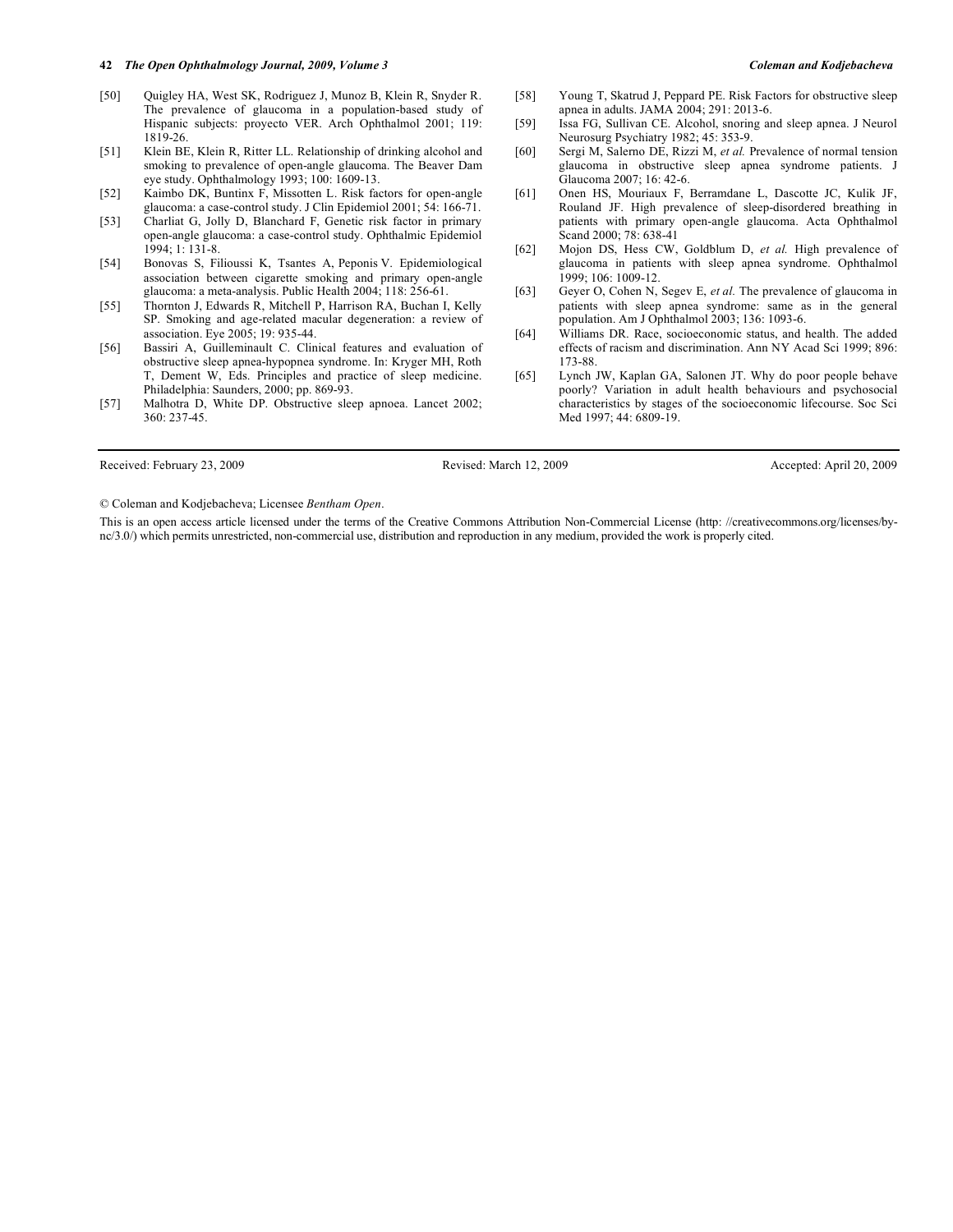[50] Quigley HA, West SK, Rodriguez J, Munoz B, Klein R, Snyder R. The prevalence of glaucoma in a population-based study of Hispanic subjects: proyecto VER. Arch Ophthalmol 2001; 119: 1819-26.

[51] Klein BE, Klein R, Ritter LL. Relationship of drinking alcohol and smoking to prevalence of open-angle glaucoma. The Beaver Dam eye study. Ophthalmology 1993; 100: 1609-13.

[52] Kaimbo DK, Buntinx F, Missotten L. Risk factors for open-angle glaucoma: a case-control study. J Clin Epidemiol 2001; 54: 166-71.

[53] Charliat G, Jolly D, Blanchard F, Genetic risk factor in primary open-angle glaucoma: a case-control study. Ophthalmic Epidemiol 1994; 1: 131-8.

[54] Bonovas S, Filioussi K, Tsantes A, Peponis V. Epidemiological association between cigarette smoking and primary open-angle glaucoma: a meta-analysis. Public Health 2004; 118: 256-61.

[55] Thornton J, Edwards R, Mitchell P, Harrison RA, Buchan I, Kelly SP. Smoking and age-related macular degeneration: a review of association. Eye 2005; 19: 935-44.

[56] Bassiri A, Guilleminault C. Clinical features and evaluation of obstructive sleep apnea-hypopnea syndrome. In: Kryger MH, Roth T, Dement W, Eds. Principles and practice of sleep medicine. Philadelphia: Saunders, 2000; pp. 869-93.

[57] Malhotra D, White DP. Obstructive sleep apnoea. Lancet 2002; 360: 237-45.

[58] Young T, Skatrud J, Peppard PE. Risk Factors for obstructive sleep apnea in adults. JAMA 2004; 291: 2013-6.

[59] Issa FG, Sullivan CE. Alcohol, snoring and sleep apnea. J Neurol Neurosurg Psychiatry 1982; 45: 353-9.

[60] Sergi M, Salerno DE, Rizzi M, *et al.* Prevalence of normal tension glaucoma in obstructive sleep apnea syndrome patients. J Glaucoma 2007; 16: 42-6.

[61] Onen HS, Mouriaux F, Berramdane L, Dascotte JC, Kulik JF, Rouland JF. High prevalence of sleep-disordered breathing in patients with primary open-angle glaucoma. Acta Ophthalmol Scand 2000; 78: 638-41

[62] Mojon DS, Hess CW, Goldblum D, *et al.* High prevalence of glaucoma in patients with sleep apnea syndrome. Ophthalmol 1999; 106: 1009-12.

[63] Geyer O, Cohen N, Segev E, *et al.* The prevalence of glaucoma in patients with sleep apnea syndrome: same as in the general population. Am J Ophthalmol 2003; 136: 1093-6.

[64] Williams DR. Race, socioeconomic status, and health. The added effects of racism and discrimination. Ann NY Acad Sci 1999; 896: 173-88.

[65] Lynch JW, Kaplan GA, Salonen JT. Why do poor people behave poorly? Variation in adult health behaviours and psychosocial characteristics by stages of the socioeconomic lifecourse. Soc Sci Med 1997; 44: 6809-19.

---

Received: February 23, 2009 Revised: March 12, 2009 Accepted: April 20, 2009

© Coleman and Kodjebacheva; Licensee *Bentham Open*.

This is an open access article licensed under the terms of the Creative Commons Attribution Non-Commercial License (http: //creativecommons.org/licenses/by-nc/3.0/) which permits unrestricted, non-commercial use, distribution and reproduction in any medium, provided the work is properly cited.